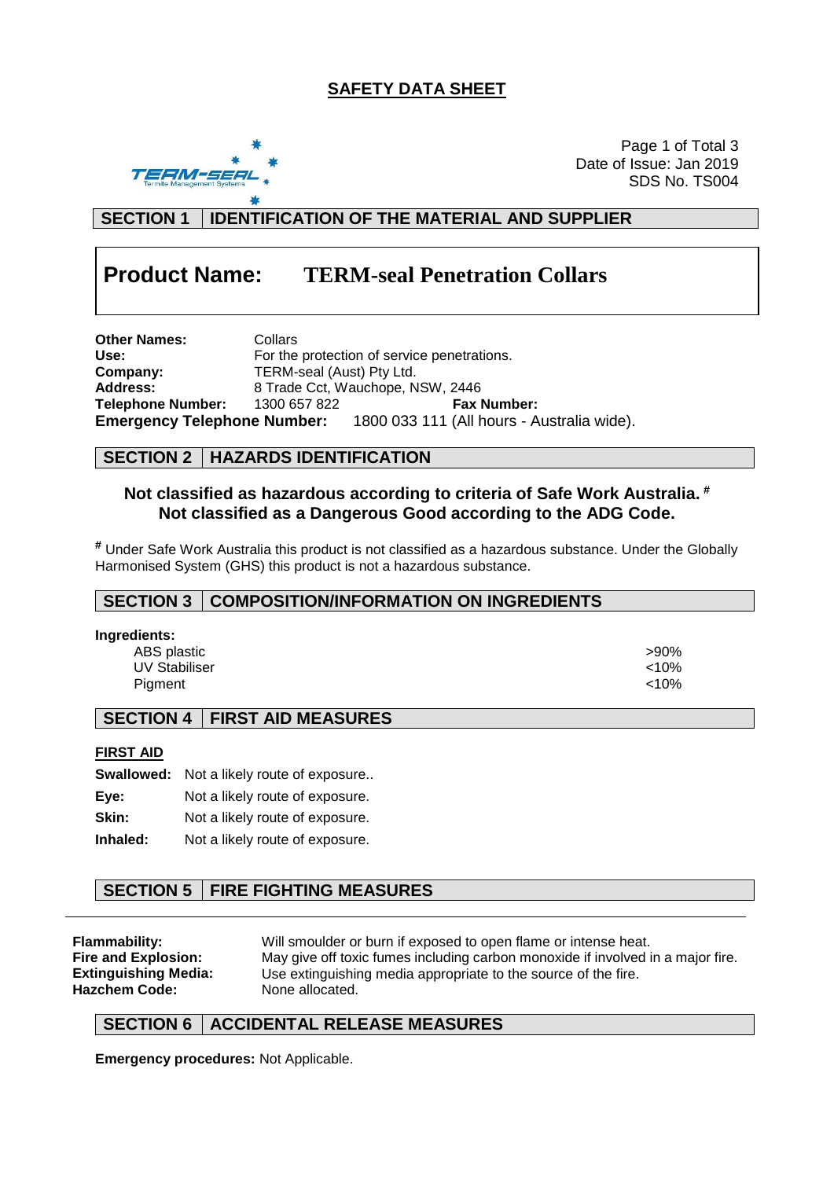# SAFETY DATA SHEET

Date of Issue: Jan 2019
SDS No. TS004

## SECTION 1 IDENTIFICATION OF THE MATERIAL AND SUPPLIER

**Product Name: TERM-seal Penetration Collars**

**Other Names:** Collars
**Use:** For the protection of service penetrations.
**Company:** TERM-seal (Aust) Pty Ltd.
**Address:** 8 Trade Cct, Wauchope, NSW, 2446
**Telephone Number:** 1300 657 822 **Fax Number:**
**Emergency Telephone Number:** 1800 033 111 (All hours - Australia wide).

## SECTION 2 HAZARDS IDENTIFICATION

**Not classified as hazardous according to criteria of Safe Work Australia.** #
**Not classified as a Dangerous Good according to the ADG Code.**

# Under Safe Work Australia this product is not classified as a hazardous substance. Under the Globally Harmonised System (GHS) this product is not a hazardous substance.

## SECTION 3 COMPOSITION/INFORMATION ON INGREDIENTS

**Ingredients:**

| | |
|---|---|
| ABS plastic | >90% |
| UV Stabiliser | <10% |
| Pigment | <10% |

## SECTION 4 FIRST AID MEASURES

**FIRST AID**

**Swallowed:** Not a likely route of exposure..
**Eye:** Not a likely route of exposure.
**Skin:** Not a likely route of exposure.
**Inhaled:** Not a likely route of exposure.

## SECTION 5 FIRE FIGHTING MEASURES

**Flammability:** Will smoulder or burn if exposed to open flame or intense heat.
**Fire and Explosion:** May give off toxic fumes including carbon monoxide if involved in a major fire.
**Extinguishing Media:** Use extinguishing media appropriate to the source of the fire.
**Hazchem Code:** None allocated.

## SECTION 6 ACCIDENTAL RELEASE MEASURES

**Emergency procedures:** Not Applicable.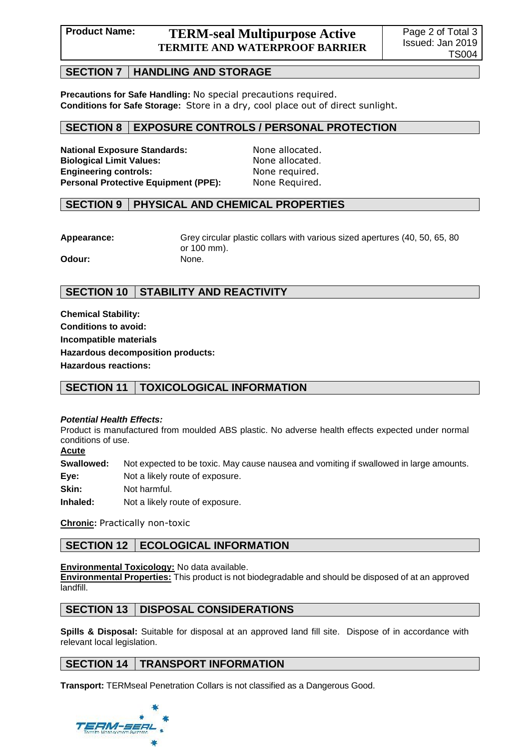## SECTION 7 HANDLING AND STORAGE

**Precautions for Safe Handling:** No special precautions required.
**Conditions for Safe Storage:** Store in a dry, cool place out of direct sunlight.

## SECTION 8 EXPOSURE CONTROLS / PERSONAL PROTECTION

**National Exposure Standards:** None allocated.
**Biological Limit Values:** None allocated.
**Engineering controls:** None required.
**Personal Protective Equipment (PPE):** None Required.

## SECTION 9 PHYSICAL AND CHEMICAL PROPERTIES

**Appearance:** Grey circular plastic collars with various sized apertures (40, 50, 65, 80 or 100 mm).
**Odour:** None.

## SECTION 10 STABILITY AND REACTIVITY

**Chemical Stability:**
**Conditions to avoid:**
**Incompatible materials**
**Hazardous decomposition products:**
**Hazardous reactions:**

## SECTION 11 TOXICOLOGICAL INFORMATION

***Potential Health Effects:***
Product is manufactured from moulded ABS plastic. No adverse health effects expected under normal conditions of use.

**Acute**

**Swallowed:** Not expected to be toxic. May cause nausea and vomiting if swallowed in large amounts.
**Eye:** Not a likely route of exposure.
**Skin:** Not harmful.
**Inhaled:** Not a likely route of exposure.

**Chronic:** Practically non-toxic

## SECTION 12 ECOLOGICAL INFORMATION

**Environmental Toxicology:** No data available.
**Environmental Properties:** This product is not biodegradable and should be disposed of at an approved landfill.

## SECTION 13 DISPOSAL CONSIDERATIONS

**Spills & Disposal:** Suitable for disposal at an approved land fill site. Dispose of in accordance with relevant local legislation.

## SECTION 14 TRANSPORT INFORMATION

**Transport:** TERMseal Penetration Collars is not classified as a Dangerous Good.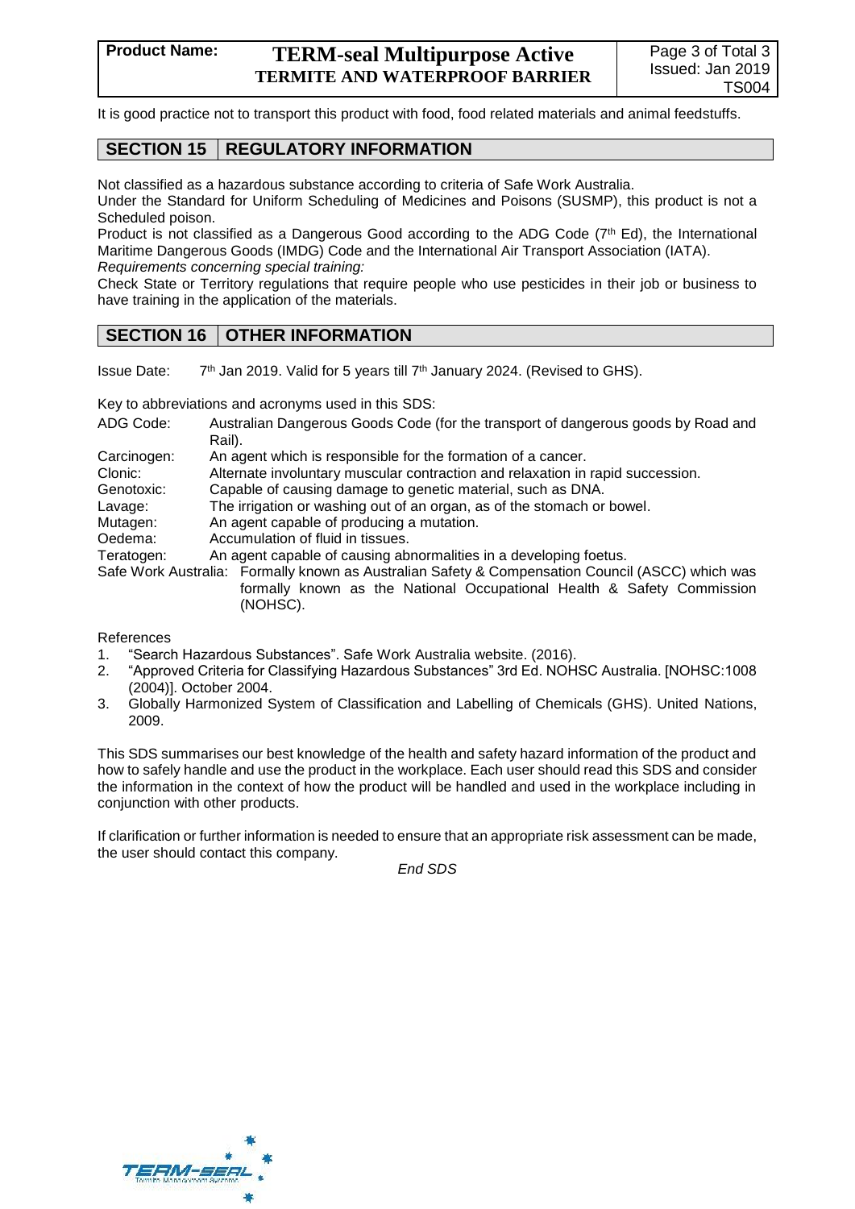It is good practice not to transport this product with food, food related materials and animal feedstuffs.

## SECTION 15 REGULATORY INFORMATION

Not classified as a hazardous substance according to criteria of Safe Work Australia.

Under the Standard for Uniform Scheduling of Medicines and Poisons (SUSMP), this product is not a Scheduled poison.

Product is not classified as a Dangerous Good according to the ADG Code (7th Ed), the International Maritime Dangerous Goods (IMDG) Code and the International Air Transport Association (IATA).

*Requirements concerning special training:*

Check State or Territory regulations that require people who use pesticides in their job or business to have training in the application of the materials.

## SECTION 16 OTHER INFORMATION

Issue Date: 7th Jan 2019. Valid for 5 years till 7th January 2024. (Revised to GHS).

Key to abbreviations and acronyms used in this SDS:

| | |
|---|---|
| ADG Code: | Australian Dangerous Goods Code (for the transport of dangerous goods by Road and Rail). |
| Carcinogen: | An agent which is responsible for the formation of a cancer. |
| Clonic: | Alternate involuntary muscular contraction and relaxation in rapid succession. |
| Genotoxic: | Capable of causing damage to genetic material, such as DNA. |
| Lavage: | The irrigation or washing out of an organ, as of the stomach or bowel. |
| Mutagen: | An agent capable of producing a mutation. |
| Oedema: | Accumulation of fluid in tissues. |
| Teratogen: | An agent capable of causing abnormalities in a developing foetus. |
| Safe Work Australia: | Formally known as Australian Safety & Compensation Council (ASCC) which was formally known as the National Occupational Health & Safety Commission (NOHSC). |

References

1. "Search Hazardous Substances". Safe Work Australia website. (2016).
2. "Approved Criteria for Classifying Hazardous Substances" 3rd Ed. NOHSC Australia. [NOHSC:1008 (2004)]. October 2004.
3. Globally Harmonized System of Classification and Labelling of Chemicals (GHS). United Nations, 2009.

This SDS summarises our best knowledge of the health and safety hazard information of the product and how to safely handle and use the product in the workplace. Each user should read this SDS and consider the information in the context of how the product will be handled and used in the workplace including in conjunction with other products.

If clarification or further information is needed to ensure that an appropriate risk assessment can be made, the user should contact this company.

*End SDS*